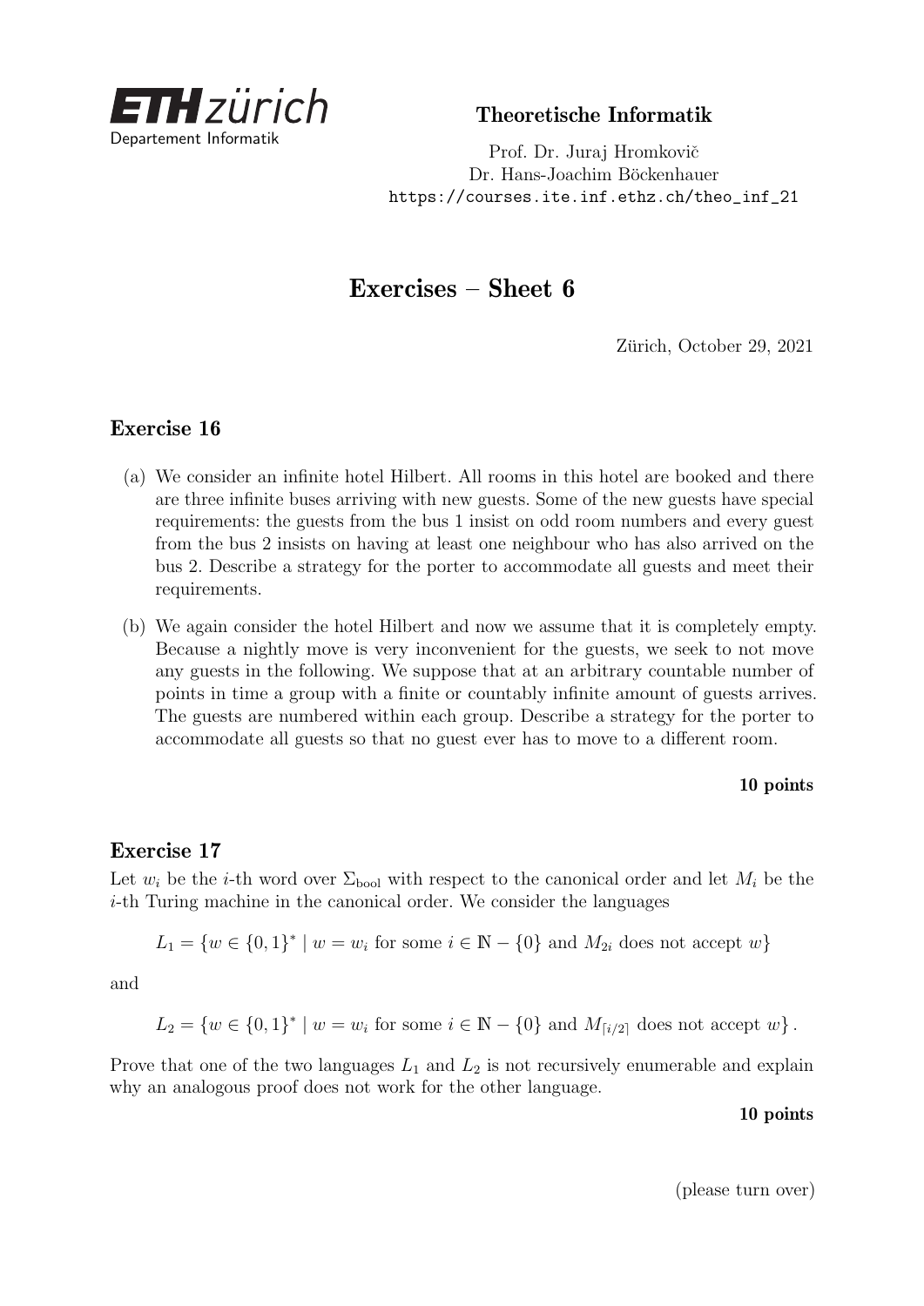**ETH zürich**
Departement Informatik

**Theoretische Informatik**

Prof. Dr. Juraj Hromkovič
Dr. Hans-Joachim Böckenhauer
`https://courses.ite.inf.ethz.ch/theo_inf_21`

# Exercises – Sheet 6

Zürich, October 29, 2021

## Exercise 16

(a) We consider an infinite hotel Hilbert. All rooms in this hotel are booked and there are three infinite buses arriving with new guests. Some of the new guests have special requirements: the guests from the bus 1 insist on odd room numbers and every guest from the bus 2 insists on having at least one neighbour who has also arrived on the bus 2. Describe a strategy for the porter to accommodate all guests and meet their requirements.

(b) We again consider the hotel Hilbert and now we assume that it is completely empty. Because a nightly move is very inconvenient for the guests, we seek to not move any guests in the following. We suppose that at an arbitrary countable number of points in time a group with a finite or countably infinite amount of guests arrives. The guests are numbered within each group. Describe a strategy for the porter to accommodate all guests so that no guest ever has to move to a different room.

**10 points**

## Exercise 17

Let $w_i$ be the $i$-th word over $\Sigma_{\text{bool}}$ with respect to the canonical order and let $M_i$ be the $i$-th Turing machine in the canonical order. We consider the languages

$$L_1 = \{w \in \{0,1\}^* \mid w = w_i \text{ for some } i \in \mathbb{N} - \{0\} \text{ and } M_{2i} \text{ does not accept } w\}$$

and

$$L_2 = \{w \in \{0,1\}^* \mid w = w_i \text{ for some } i \in \mathbb{N} - \{0\} \text{ and } M_{\lceil i/2 \rceil} \text{ does not accept } w\}.$$

Prove that one of the two languages $L_1$ and $L_2$ is not recursively enumerable and explain why an analogous proof does not work for the other language.

**10 points**

(please turn over)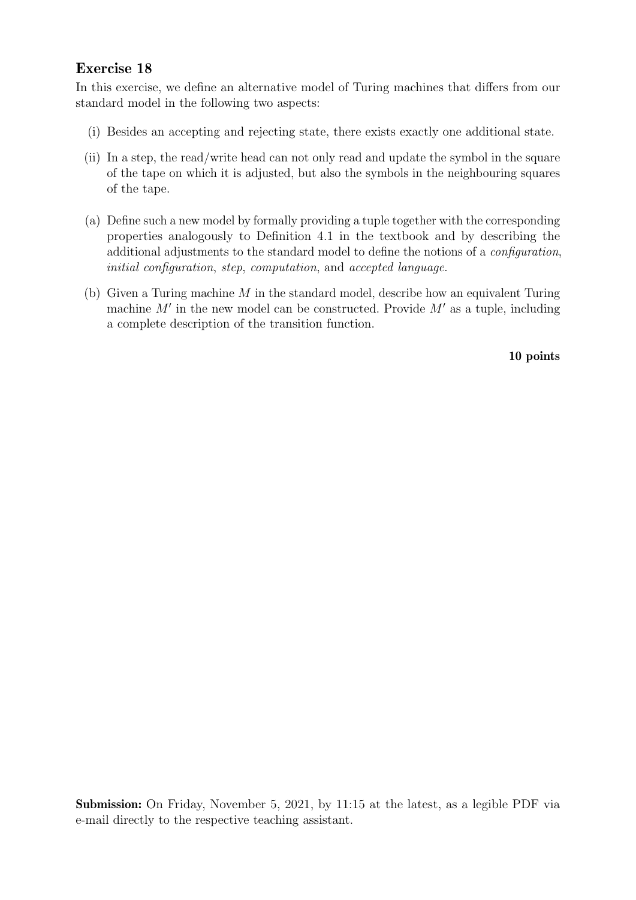## Exercise 18

In this exercise, we define an alternative model of Turing machines that differs from our standard model in the following two aspects:

(i) Besides an accepting and rejecting state, there exists exactly one additional state.

(ii) In a step, the read/write head can not only read and update the symbol in the square of the tape on which it is adjusted, but also the symbols in the neighbouring squares of the tape.

(a) Define such a new model by formally providing a tuple together with the corresponding properties analogously to Definition 4.1 in the textbook and by describing the additional adjustments to the standard model to define the notions of a *configuration*, *initial configuration*, *step*, *computation*, and *accepted language*.

(b) Given a Turing machine $M$ in the standard model, describe how an equivalent Turing machine $M'$ in the new model can be constructed. Provide $M'$ as a tuple, including a complete description of the transition function.

**10 points**

**Submission:** On Friday, November 5, 2021, by 11:15 at the latest, as a legible PDF via e-mail directly to the respective teaching assistant.